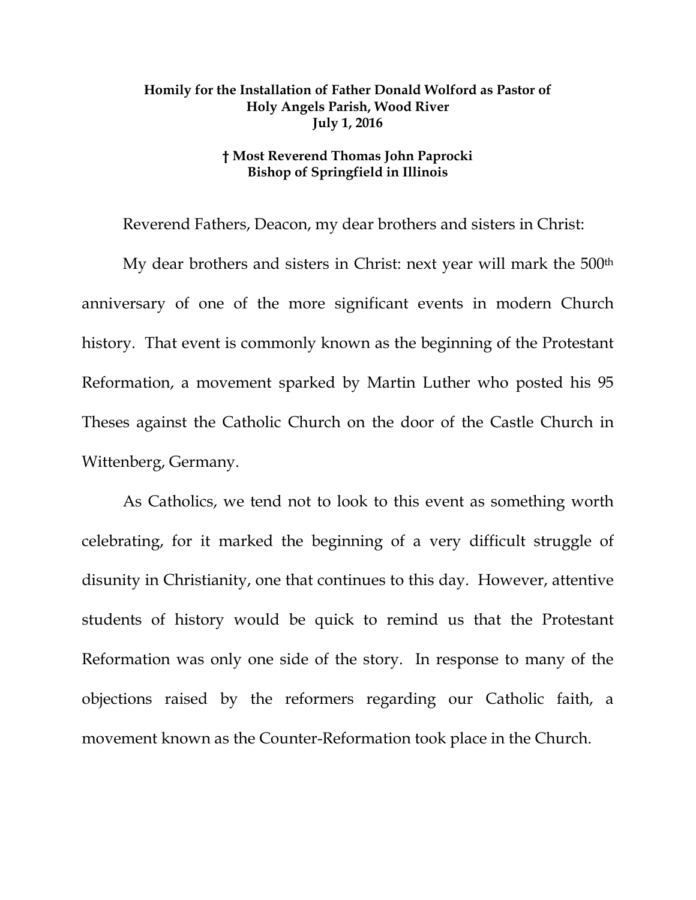**Homily for the Installation of Father Donald Wolford as Pastor of Holy Angels Parish, Wood River**
**July 1, 2016**

**† Most Reverend Thomas John Paprocki**
**Bishop of Springfield in Illinois**

Reverend Fathers, Deacon, my dear brothers and sisters in Christ:

My dear brothers and sisters in Christ: next year will mark the 500th anniversary of one of the more significant events in modern Church history. That event is commonly known as the beginning of the Protestant Reformation, a movement sparked by Martin Luther who posted his 95 Theses against the Catholic Church on the door of the Castle Church in Wittenberg, Germany.

As Catholics, we tend not to look to this event as something worth celebrating, for it marked the beginning of a very difficult struggle of disunity in Christianity, one that continues to this day. However, attentive students of history would be quick to remind us that the Protestant Reformation was only one side of the story. In response to many of the objections raised by the reformers regarding our Catholic faith, a movement known as the Counter-Reformation took place in the Church.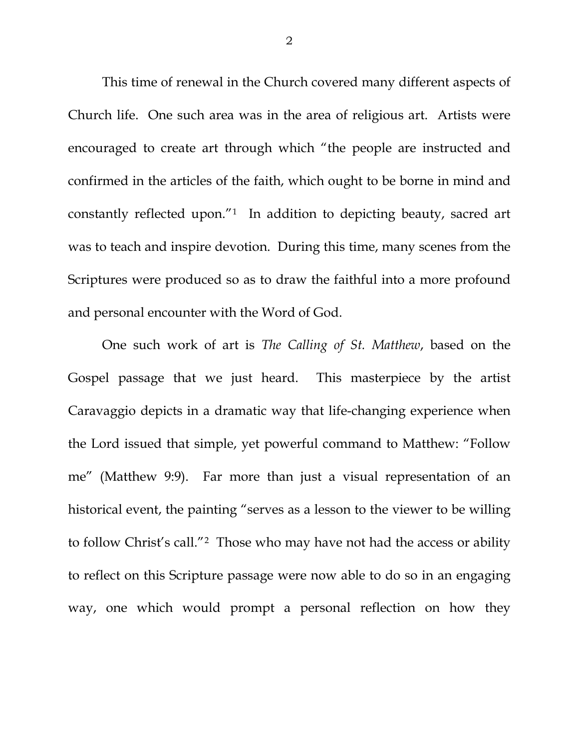This time of renewal in the Church covered many different aspects of Church life. One such area was in the area of religious art. Artists were encouraged to create art through which "the people are instructed and confirmed in the articles of the faith, which ought to be borne in mind and constantly reflected upon."[1] In addition to depicting beauty, sacred art was to teach and inspire devotion. During this time, many scenes from the Scriptures were produced so as to draw the faithful into a more profound and personal encounter with the Word of God.

One such work of art is *The Calling of St. Matthew*, based on the Gospel passage that we just heard. This masterpiece by the artist Caravaggio depicts in a dramatic way that life-changing experience when the Lord issued that simple, yet powerful command to Matthew: "Follow me" (Matthew 9:9). Far more than just a visual representation of an historical event, the painting "serves as a lesson to the viewer to be willing to follow Christ's call."[2] Those who may have not had the access or ability to reflect on this Scripture passage were now able to do so in an engaging way, one which would prompt a personal reflection on how they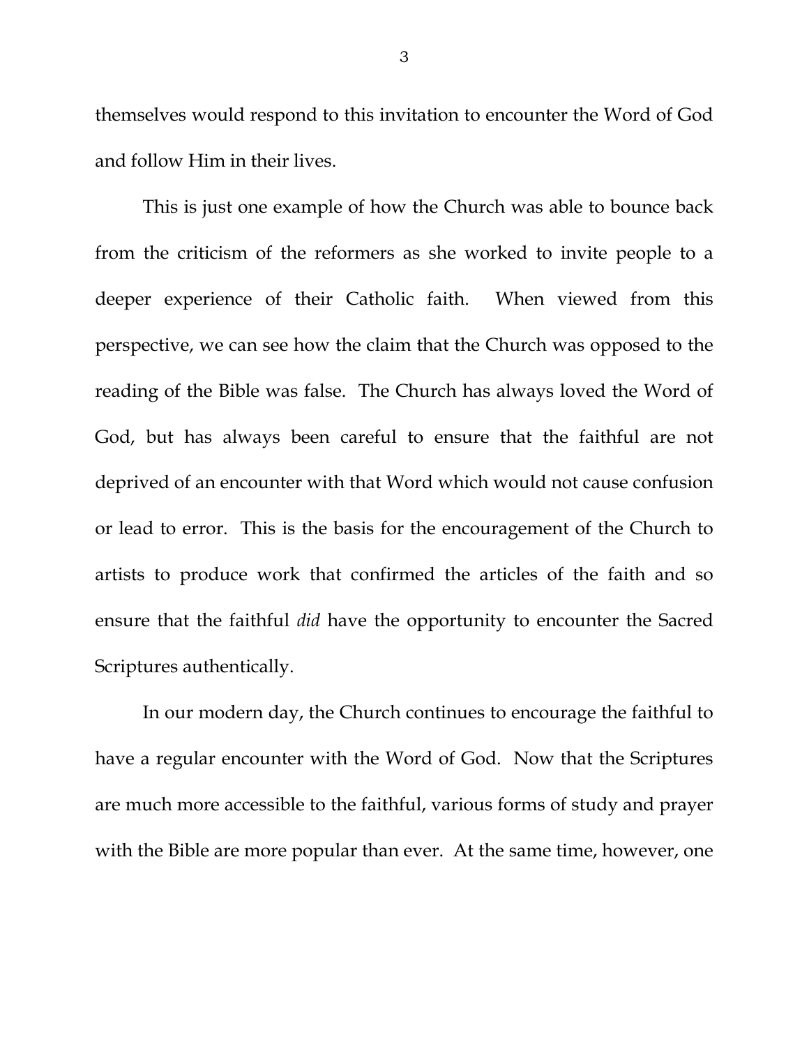themselves would respond to this invitation to encounter the Word of God and follow Him in their lives.

This is just one example of how the Church was able to bounce back from the criticism of the reformers as she worked to invite people to a deeper experience of their Catholic faith. When viewed from this perspective, we can see how the claim that the Church was opposed to the reading of the Bible was false. The Church has always loved the Word of God, but has always been careful to ensure that the faithful are not deprived of an encounter with that Word which would not cause confusion or lead to error. This is the basis for the encouragement of the Church to artists to produce work that confirmed the articles of the faith and so ensure that the faithful *did* have the opportunity to encounter the Sacred Scriptures authentically.

In our modern day, the Church continues to encourage the faithful to have a regular encounter with the Word of God. Now that the Scriptures are much more accessible to the faithful, various forms of study and prayer with the Bible are more popular than ever. At the same time, however, one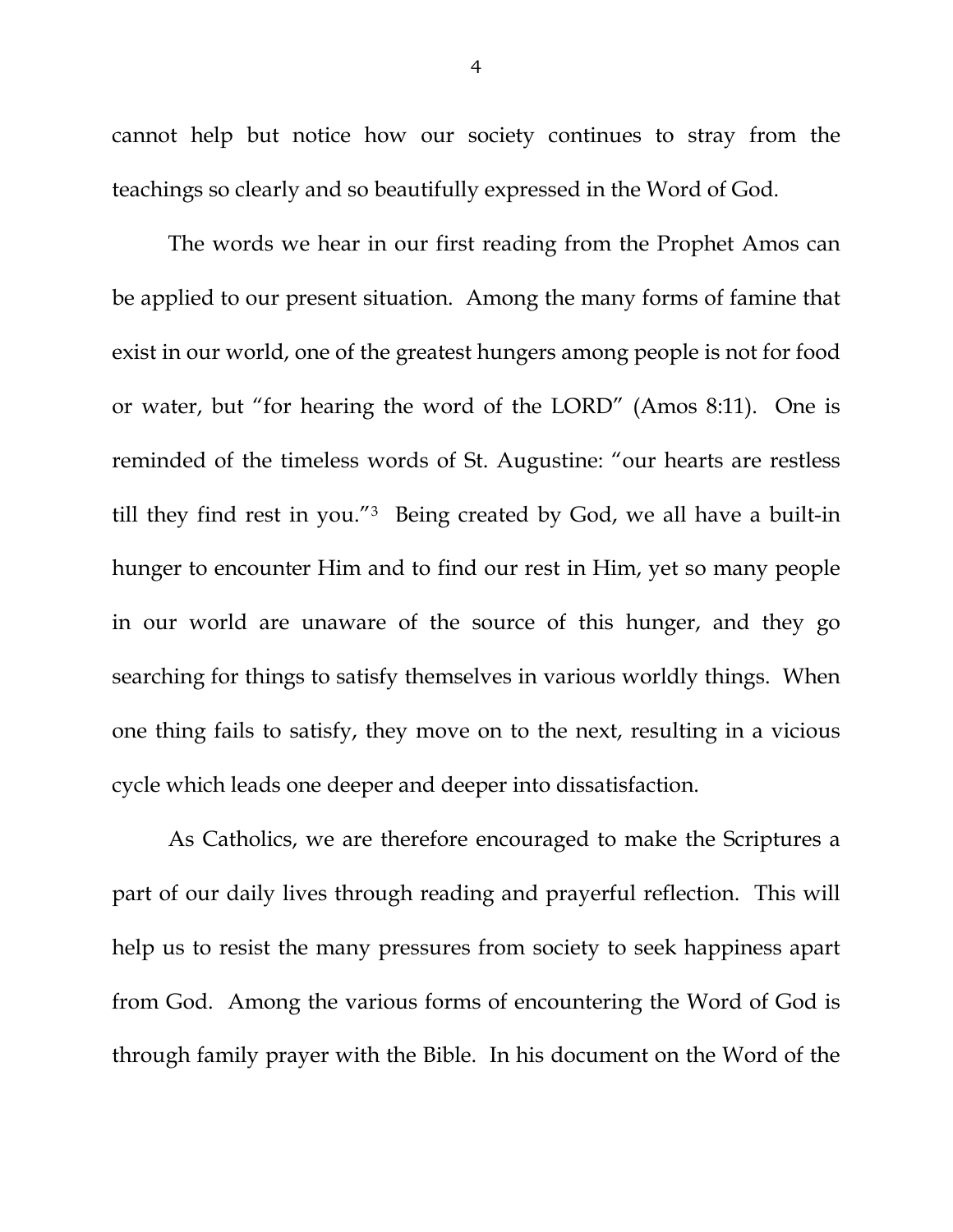cannot help but notice how our society continues to stray from the teachings so clearly and so beautifully expressed in the Word of God.

The words we hear in our first reading from the Prophet Amos can be applied to our present situation. Among the many forms of famine that exist in our world, one of the greatest hungers among people is not for food or water, but "for hearing the word of the LORD" (Amos 8:11). One is reminded of the timeless words of St. Augustine: "our hearts are restless till they find rest in you."[3] Being created by God, we all have a built-in hunger to encounter Him and to find our rest in Him, yet so many people in our world are unaware of the source of this hunger, and they go searching for things to satisfy themselves in various worldly things. When one thing fails to satisfy, they move on to the next, resulting in a vicious cycle which leads one deeper and deeper into dissatisfaction.

As Catholics, we are therefore encouraged to make the Scriptures a part of our daily lives through reading and prayerful reflection. This will help us to resist the many pressures from society to seek happiness apart from God. Among the various forms of encountering the Word of God is through family prayer with the Bible. In his document on the Word of the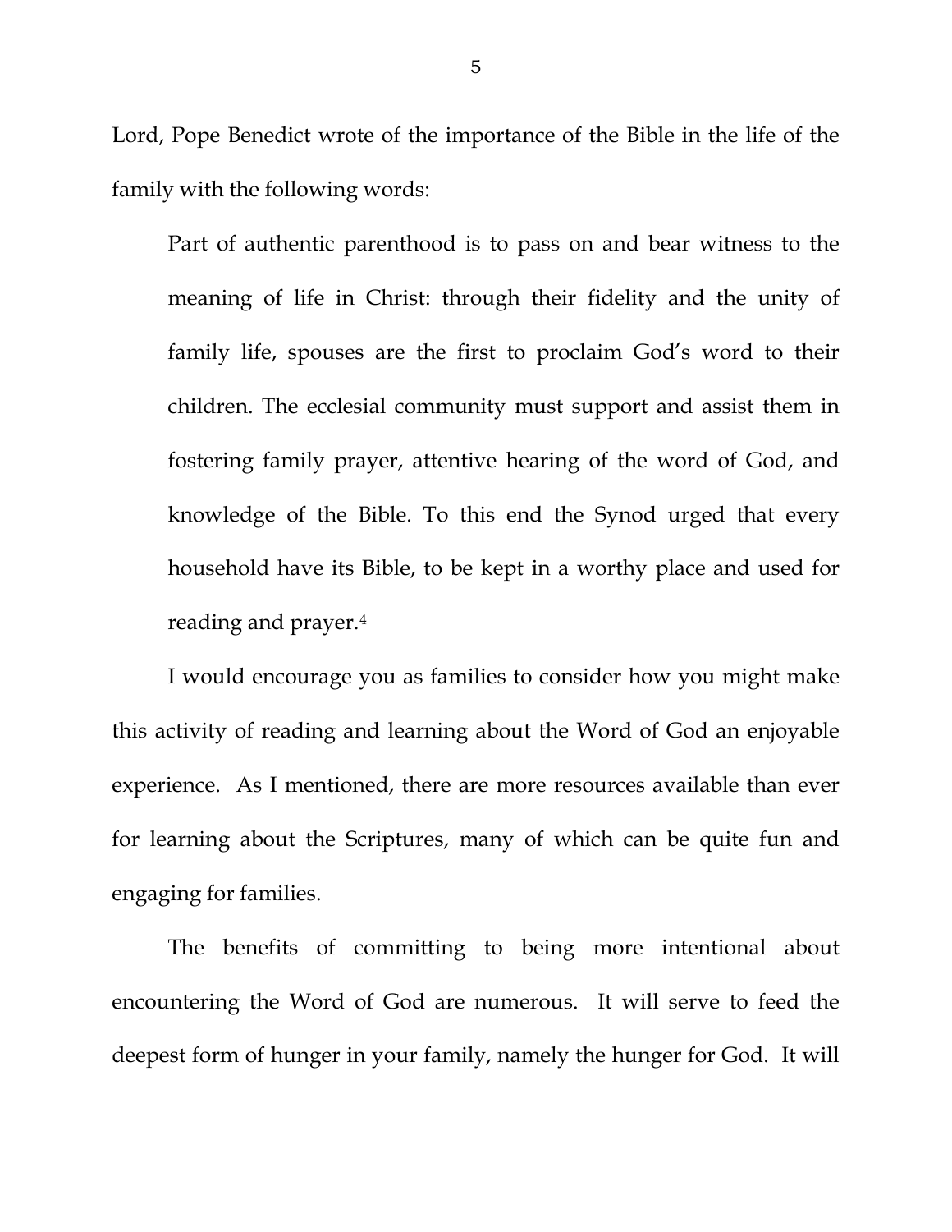Lord, Pope Benedict wrote of the importance of the Bible in the life of the family with the following words:

> Part of authentic parenthood is to pass on and bear witness to the meaning of life in Christ: through their fidelity and the unity of family life, spouses are the first to proclaim God's word to their children. The ecclesial community must support and assist them in fostering family prayer, attentive hearing of the word of God, and knowledge of the Bible. To this end the Synod urged that every household have its Bible, to be kept in a worthy place and used for reading and prayer.[4]

I would encourage you as families to consider how you might make this activity of reading and learning about the Word of God an enjoyable experience. As I mentioned, there are more resources available than ever for learning about the Scriptures, many of which can be quite fun and engaging for families.

The benefits of committing to being more intentional about encountering the Word of God are numerous. It will serve to feed the deepest form of hunger in your family, namely the hunger for God. It will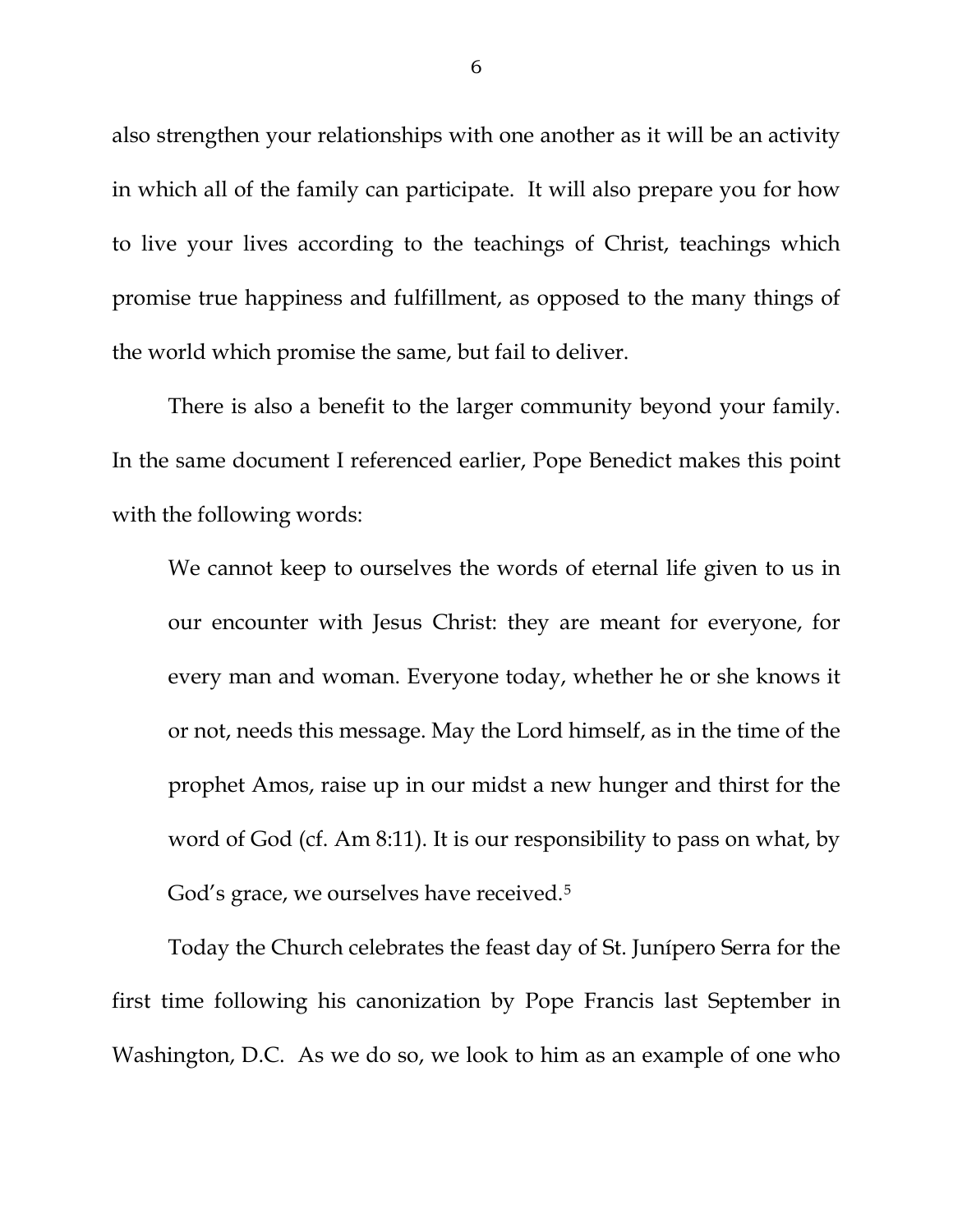also strengthen your relationships with one another as it will be an activity in which all of the family can participate. It will also prepare you for how to live your lives according to the teachings of Christ, teachings which promise true happiness and fulfillment, as opposed to the many things of the world which promise the same, but fail to deliver.

There is also a benefit to the larger community beyond your family. In the same document I referenced earlier, Pope Benedict makes this point with the following words:

> We cannot keep to ourselves the words of eternal life given to us in our encounter with Jesus Christ: they are meant for everyone, for every man and woman. Everyone today, whether he or she knows it or not, needs this message. May the Lord himself, as in the time of the prophet Amos, raise up in our midst a new hunger and thirst for the word of God (cf. Am 8:11). It is our responsibility to pass on what, by God's grace, we ourselves have received.[5]

Today the Church celebrates the feast day of St. Junípero Serra for the first time following his canonization by Pope Francis last September in Washington, D.C. As we do so, we look to him as an example of one who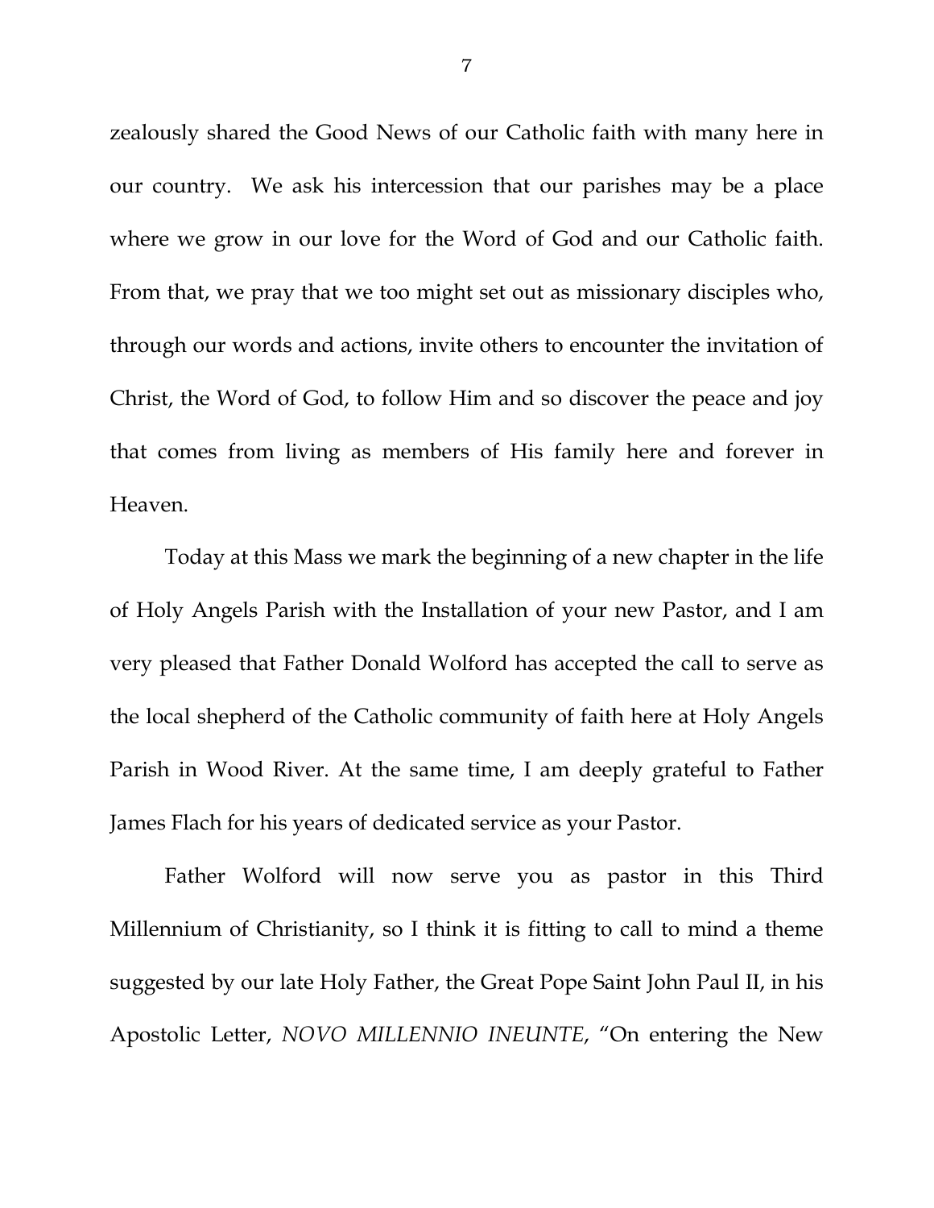zealously shared the Good News of our Catholic faith with many here in our country. We ask his intercession that our parishes may be a place where we grow in our love for the Word of God and our Catholic faith. From that, we pray that we too might set out as missionary disciples who, through our words and actions, invite others to encounter the invitation of Christ, the Word of God, to follow Him and so discover the peace and joy that comes from living as members of His family here and forever in Heaven.

Today at this Mass we mark the beginning of a new chapter in the life of Holy Angels Parish with the Installation of your new Pastor, and I am very pleased that Father Donald Wolford has accepted the call to serve as the local shepherd of the Catholic community of faith here at Holy Angels Parish in Wood River. At the same time, I am deeply grateful to Father James Flach for his years of dedicated service as your Pastor.

Father Wolford will now serve you as pastor in this Third Millennium of Christianity, so I think it is fitting to call to mind a theme suggested by our late Holy Father, the Great Pope Saint John Paul II, in his Apostolic Letter, *NOVO MILLENNIO INEUNTE*, "On entering the New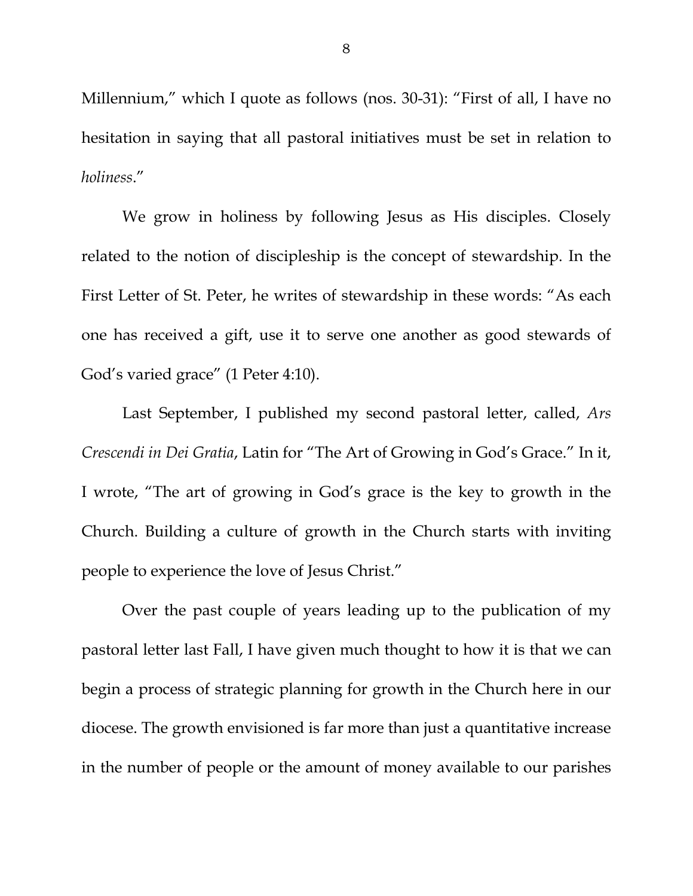Millennium," which I quote as follows (nos. 30-31): "First of all, I have no hesitation in saying that all pastoral initiatives must be set in relation to *holiness*."

We grow in holiness by following Jesus as His disciples. Closely related to the notion of discipleship is the concept of stewardship. In the First Letter of St. Peter, he writes of stewardship in these words: "As each one has received a gift, use it to serve one another as good stewards of God's varied grace" (1 Peter 4:10).

Last September, I published my second pastoral letter, called, *Ars Crescendi in Dei Gratia*, Latin for "The Art of Growing in God's Grace." In it, I wrote, "The art of growing in God's grace is the key to growth in the Church. Building a culture of growth in the Church starts with inviting people to experience the love of Jesus Christ."

Over the past couple of years leading up to the publication of my pastoral letter last Fall, I have given much thought to how it is that we can begin a process of strategic planning for growth in the Church here in our diocese. The growth envisioned is far more than just a quantitative increase in the number of people or the amount of money available to our parishes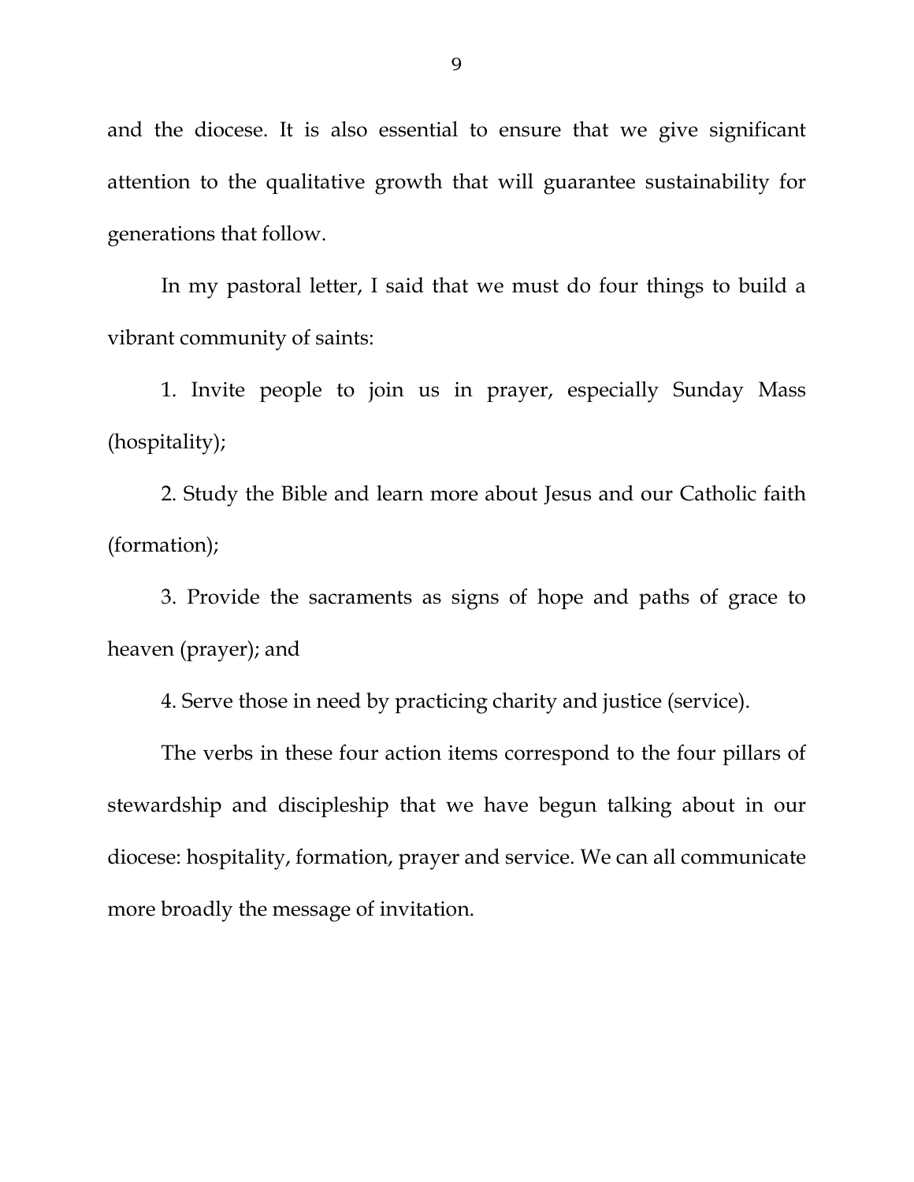and the diocese. It is also essential to ensure that we give significant attention to the qualitative growth that will guarantee sustainability for generations that follow.

In my pastoral letter, I said that we must do four things to build a vibrant community of saints:

1. Invite people to join us in prayer, especially Sunday Mass (hospitality);

2. Study the Bible and learn more about Jesus and our Catholic faith (formation);

3. Provide the sacraments as signs of hope and paths of grace to heaven (prayer); and

4. Serve those in need by practicing charity and justice (service).

The verbs in these four action items correspond to the four pillars of stewardship and discipleship that we have begun talking about in our diocese: hospitality, formation, prayer and service. We can all communicate more broadly the message of invitation.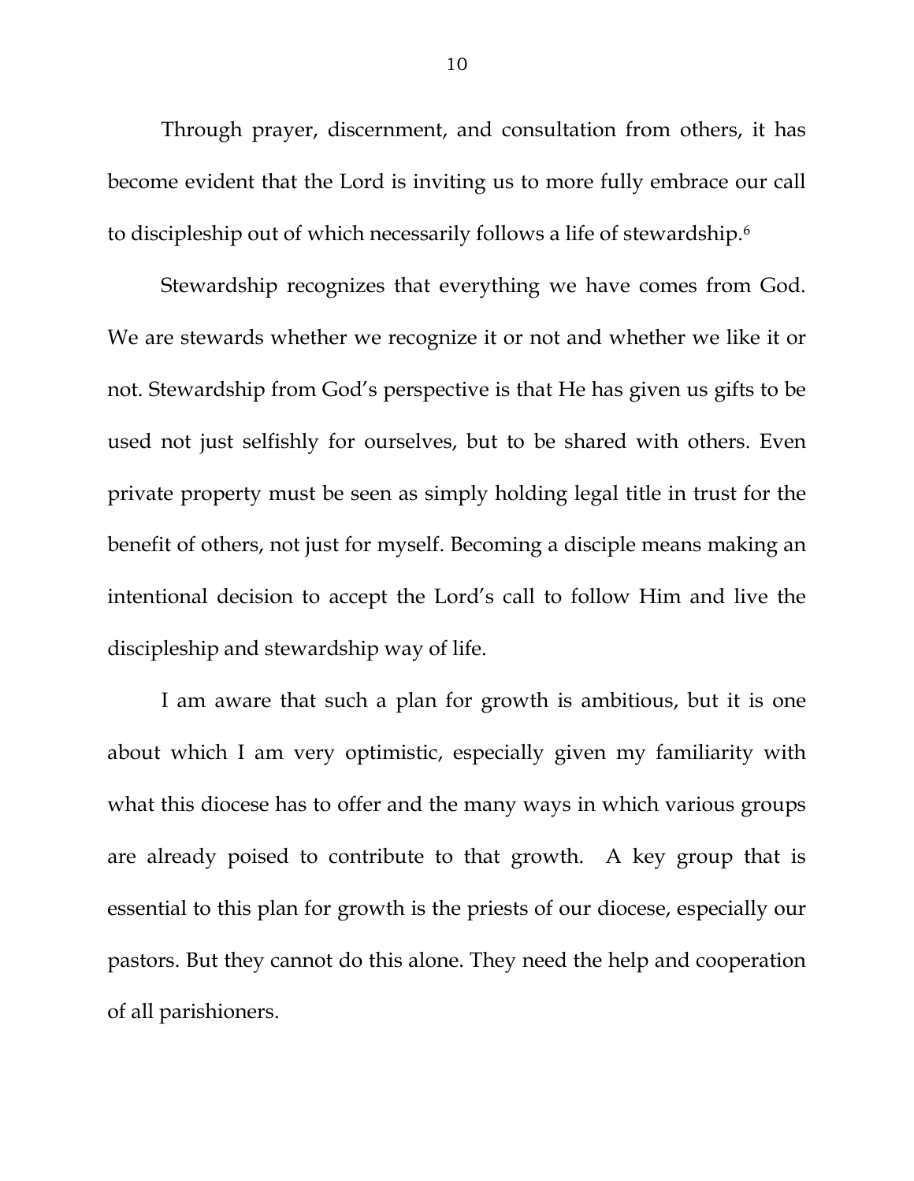Through prayer, discernment, and consultation from others, it has become evident that the Lord is inviting us to more fully embrace our call to discipleship out of which necessarily follows a life of stewardship.[6]

Stewardship recognizes that everything we have comes from God. We are stewards whether we recognize it or not and whether we like it or not. Stewardship from God's perspective is that He has given us gifts to be used not just selfishly for ourselves, but to be shared with others. Even private property must be seen as simply holding legal title in trust for the benefit of others, not just for myself. Becoming a disciple means making an intentional decision to accept the Lord's call to follow Him and live the discipleship and stewardship way of life.

I am aware that such a plan for growth is ambitious, but it is one about which I am very optimistic, especially given my familiarity with what this diocese has to offer and the many ways in which various groups are already poised to contribute to that growth. A key group that is essential to this plan for growth is the priests of our diocese, especially our pastors. But they cannot do this alone. They need the help and cooperation of all parishioners.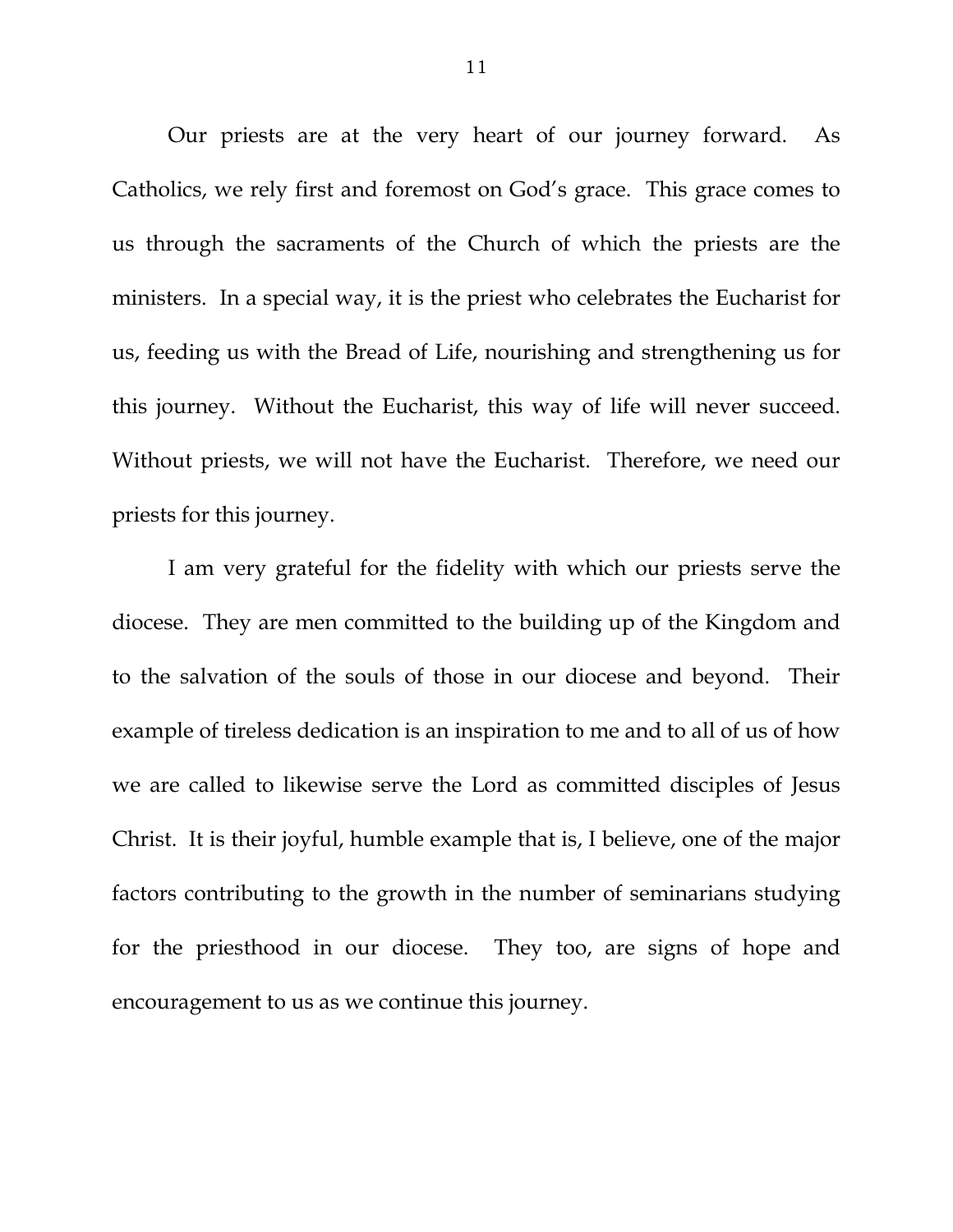Our priests are at the very heart of our journey forward. As Catholics, we rely first and foremost on God's grace. This grace comes to us through the sacraments of the Church of which the priests are the ministers. In a special way, it is the priest who celebrates the Eucharist for us, feeding us with the Bread of Life, nourishing and strengthening us for this journey. Without the Eucharist, this way of life will never succeed. Without priests, we will not have the Eucharist. Therefore, we need our priests for this journey.

I am very grateful for the fidelity with which our priests serve the diocese. They are men committed to the building up of the Kingdom and to the salvation of the souls of those in our diocese and beyond. Their example of tireless dedication is an inspiration to me and to all of us of how we are called to likewise serve the Lord as committed disciples of Jesus Christ. It is their joyful, humble example that is, I believe, one of the major factors contributing to the growth in the number of seminarians studying for the priesthood in our diocese. They too, are signs of hope and encouragement to us as we continue this journey.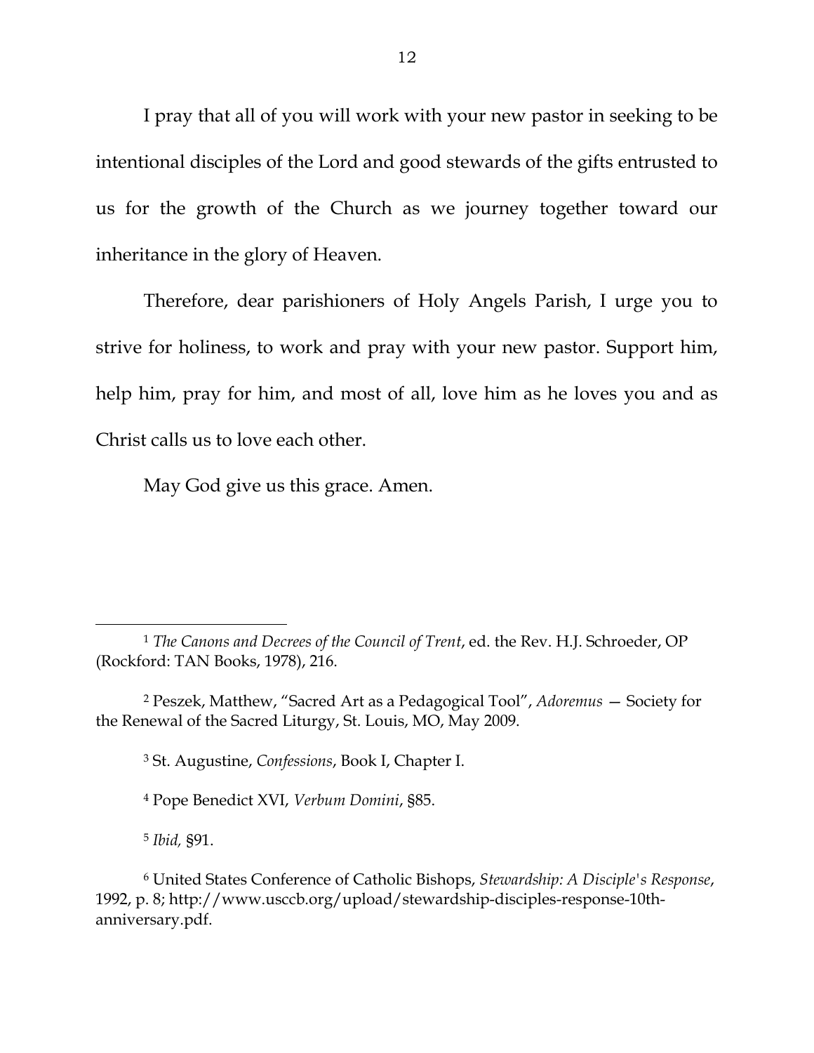I pray that all of you will work with your new pastor in seeking to be intentional disciples of the Lord and good stewards of the gifts entrusted to us for the growth of the Church as we journey together toward our inheritance in the glory of Heaven.

Therefore, dear parishioners of Holy Angels Parish, I urge you to strive for holiness, to work and pray with your new pastor. Support him, help him, pray for him, and most of all, love him as he loves you and as Christ calls us to love each other.

May God give us this grace. Amen.

---

[1] *The Canons and Decrees of the Council of Trent*, ed. the Rev. H.J. Schroeder, OP (Rockford: TAN Books, 1978), 216.

[2] Peszek, Matthew, "Sacred Art as a Pedagogical Tool", *Adoremus* — Society for the Renewal of the Sacred Liturgy, St. Louis, MO, May 2009.

[3] St. Augustine, *Confessions*, Book I, Chapter I.

[4] Pope Benedict XVI, *Verbum Domini*, §85.

[5] *Ibid,* §91.

[6] United States Conference of Catholic Bishops, *Stewardship: A Disciple's Response*, 1992, p. 8; http://www.usccb.org/upload/stewardship-disciples-response-10th-anniversary.pdf.